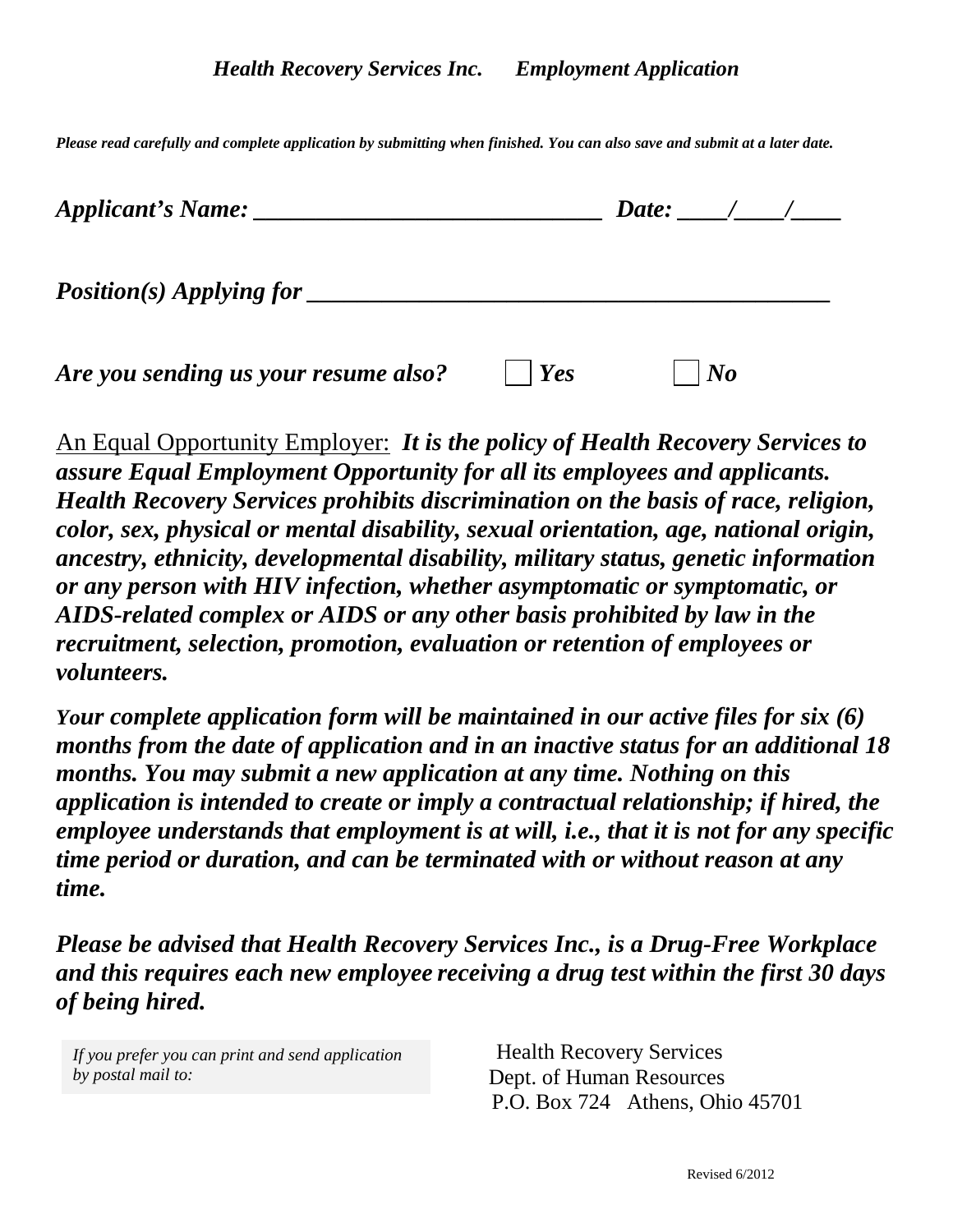***Health Recovery Services Inc.      Employment Application***

***Please read carefully and complete application by submitting when finished. You can also save and submit at a later date.***

***Applicant's Name: ______________________________  Date: ____/____/____***

***Position(s) Applying for ___________________________________________***

***Are you sending us your resume also?***   ☐ ***Yes***   ☐ ***No***

<u>An Equal Opportunity Employer:</u> ***It is the policy of Health Recovery Services to assure Equal Employment Opportunity for all its employees and applicants. Health Recovery Services prohibits discrimination on the basis of race, religion, color, sex, physical or mental disability, sexual orientation, age, national origin, ancestry, ethnicity, developmental disability, military status, genetic information or any person with HIV infection, whether asymptomatic or symptomatic, or AIDS-related complex or AIDS or any other basis prohibited by law in the recruitment, selection, promotion, evaluation or retention of employees or volunteers.***

***Your complete application form will be maintained in our active files for six (6) months from the date of application and in an inactive status for an additional 18 months. You may submit a new application at any time. Nothing on this application is intended to create or imply a contractual relationship; if hired, the employee understands that employment is at will, i.e., that it is not for any specific time period or duration, and can be terminated with or without reason at any time.***

***Please be advised that Health Recovery Services Inc., is a Drug-Free Workplace and this requires each new employee receiving a drug test within the first 30 days of being hired.***

*If you prefer you can print and send application by postal mail to:*

Health Recovery Services
Dept. of Human Resources
P.O. Box 724   Athens, Ohio 45701

Revised 6/2012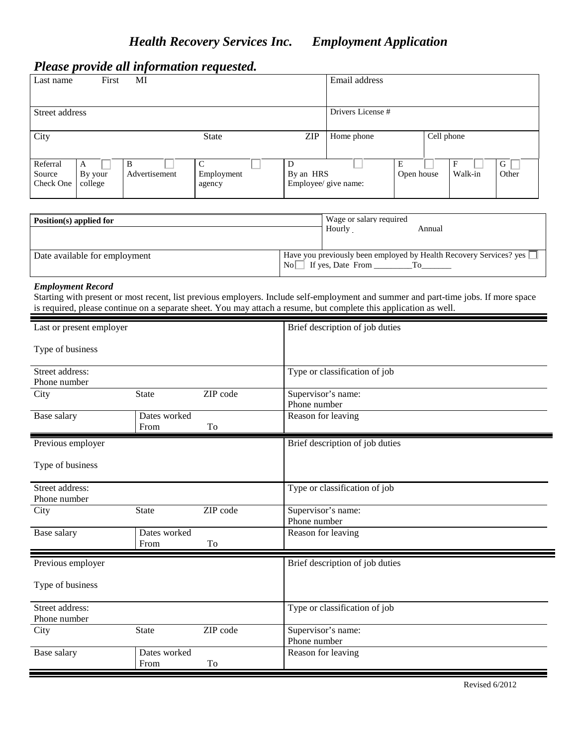# *Health Recovery Services Inc.      Employment Application*

## *Please provide all information requested.*

| Last name First MI | | | | | | | Email address | | | |
|---|---|---|---|---|---|---|---|---|---|---|
| Street address | | | | | | | Drivers License # | | | |
| City | | | State | | ZIP | | Home phone | | Cell phone | |
| Referral Source Check One | A ☐ By your college | B ☐ Advertisement | C ☐ Employment agency | | D ☐ By an HRS Employee/ give name: | | | E ☐ Open house | F ☐ Walk-in | G ☐ Other |

| **Position(s) applied for** | Wage or salary required Hourly  Annual |
|---|---|
| | |
| Date available for employment | Have you previously been employed by Health Recovery Services? yes ☐ No ☐ If yes, Date From _________To_______ |

***Employment Record***

Starting with present or most recent, list previous employers. Include self-employment and summer and part-time jobs. If more space is required, please continue on a separate sheet. You may attach a resume, but complete this application as well.

| Last or present employer<br><br>Type of business | | | Brief description of job duties |
|---|---|---|---|
| Street address:<br>Phone number | | | Type or classification of job |
| City | State | ZIP code | Supervisor's name:<br>Phone number |
| Base salary | Dates worked<br>From | To | Reason for leaving |

| Previous employer<br><br>Type of business | | | Brief description of job duties |
|---|---|---|---|
| Street address:<br>Phone number | | | Type or classification of job |
| City | State | ZIP code | Supervisor's name:<br>Phone number |
| Base salary | Dates worked<br>From | To | Reason for leaving |

| Previous employer<br><br>Type of business | | | Brief description of job duties |
|---|---|---|---|
| Street address:<br>Phone number | | | Type or classification of job |
| City | State | ZIP code | Supervisor's name:<br>Phone number |
| Base salary | Dates worked<br>From | To | Reason for leaving |

Revised 6/2012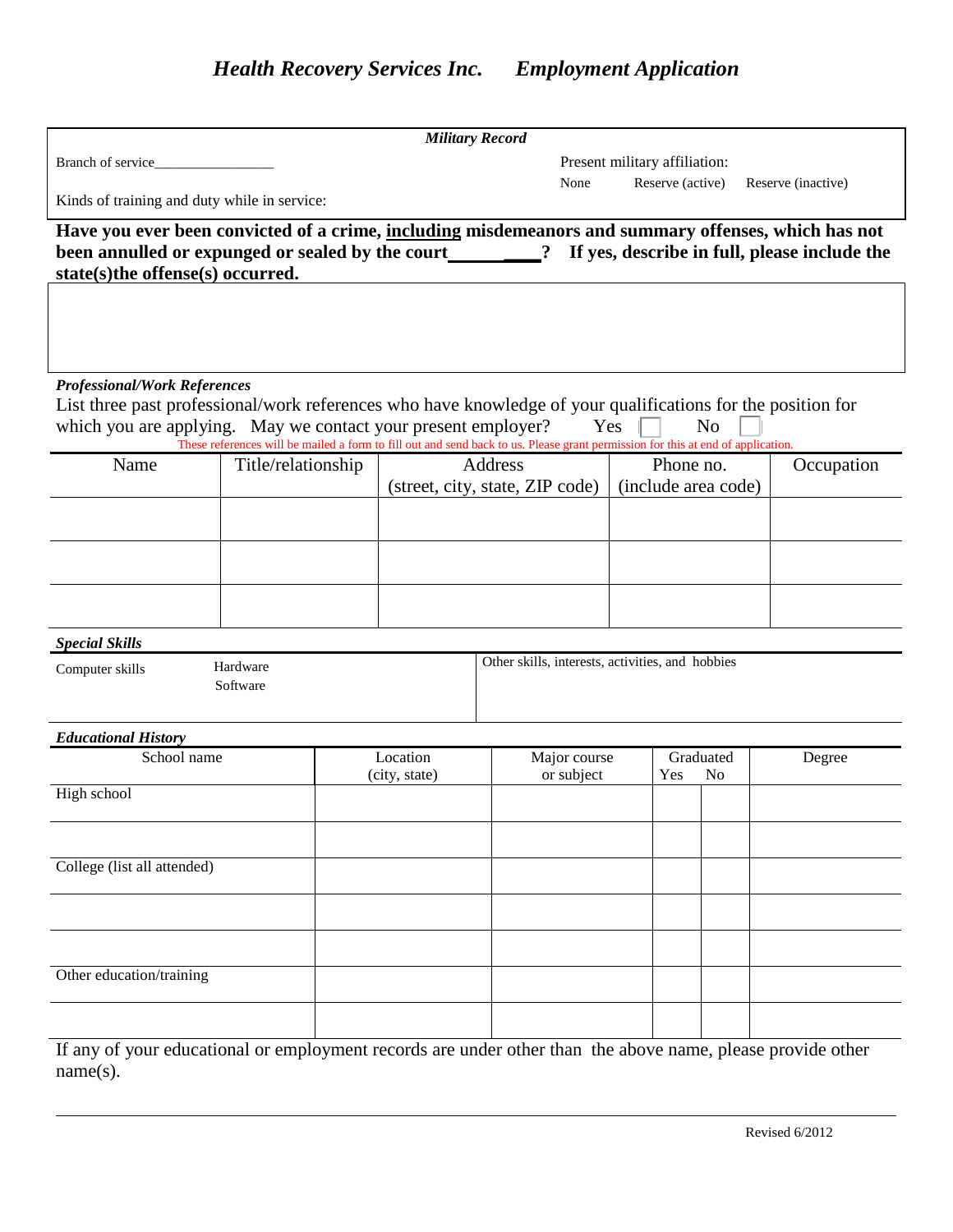# *Health Recovery Services Inc. Employment Application*

***Military Record***

Branch of service_________________

Present military affiliation:

None    Reserve (active)    Reserve (inactive)

Kinds of training and duty while in service:

**Have you ever been convicted of a crime, including misdemeanors and summary offenses, which has not been annulled or expunged or sealed by the court__________? If yes, describe in full, please include the state(s)the offense(s) occurred.**

***Professional/Work References***

List three past professional/work references who have knowledge of your qualifications for the position for which you are applying. May we contact your present employer? Yes ☐ No ☐

These references will be mailed a form to fill out and send back to us. Please grant permission for this at end of application.

| Name | Title/relationship | Address (street, city, state, ZIP code) | Phone no. (include area code) | Occupation |
|---|---|---|---|---|
| | | | | |
| | | | | |
| | | | | |

***Special Skills***

| Computer skills | Hardware<br>Software | Other skills, interests, activities, and hobbies |
|---|---|---|

***Educational History***

| School name | Location (city, state) | Major course or subject | Graduated Yes | No | Degree |
|---|---|---|---|---|---|
| High school | | | | | |
| | | | | | |
| College (list all attended) | | | | | |
| | | | | | |
| | | | | | |
| Other education/training | | | | | |
| | | | | | |

If any of your educational or employment records are under other than the above name, please provide other name(s).

Revised 6/2012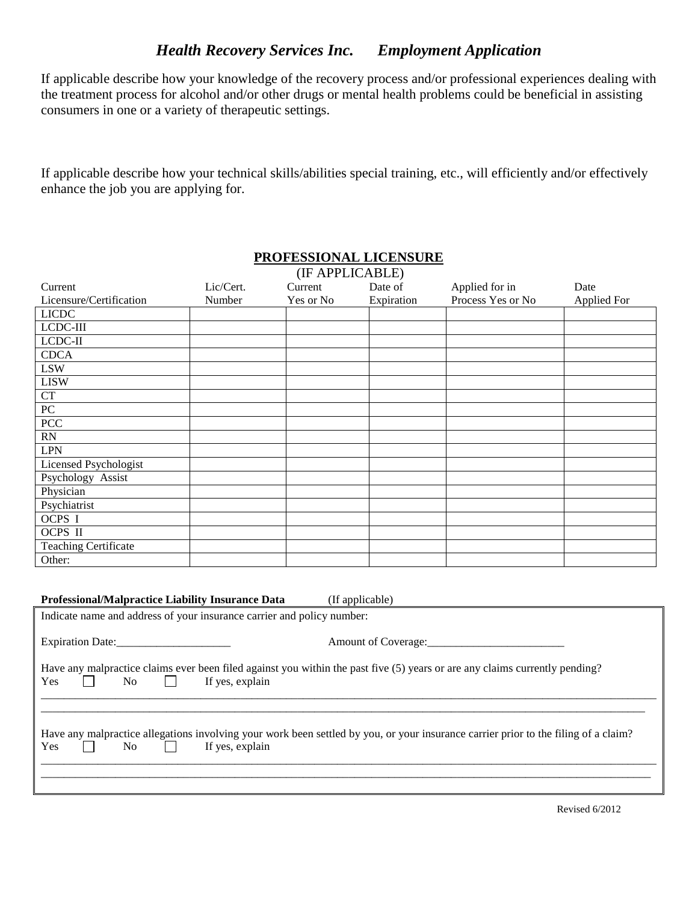# *Health Recovery Services Inc. Employment Application*

If applicable describe how your knowledge of the recovery process and/or professional experiences dealing with the treatment process for alcohol and/or other drugs or mental health problems could be beneficial in assisting consumers in one or a variety of therapeutic settings.

If applicable describe how your technical skills/abilities special training, etc., will efficiently and/or effectively enhance the job you are applying for.

## **PROFESSIONAL LICENSURE**

(IF APPLICABLE)

| Current Licensure/Certification | Lic/Cert. Number | Current Yes or No | Date of Expiration | Applied for in Process Yes or No | Date Applied For |
|---|---|---|---|---|---|
| LICDC | | | | | |
| LCDC-III | | | | | |
| LCDC-II | | | | | |
| CDCA | | | | | |
| LSW | | | | | |
| LISW | | | | | |
| CT | | | | | |
| PC | | | | | |
| PCC | | | | | |
| RN | | | | | |
| LPN | | | | | |
| Licensed Psychologist | | | | | |
| Psychology Assist | | | | | |
| Physician | | | | | |
| Psychiatrist | | | | | |
| OCPS I | | | | | |
| OCPS II | | | | | |
| Teaching Certificate | | | | | |
| Other: | | | | | |

**Professional/Malpractice Liability Insurance Data** (If applicable)

Indicate name and address of your insurance carrier and policy number:

Expiration Date:____________________ Amount of Coverage:________________________

Have any malpractice claims ever been filed against you within the past five (5) years or are any claims currently pending?

Yes ☐ No ☐ If yes, explain

________________________________________________________________________________________________________

________________________________________________________________________________________________________

Have any malpractice allegations involving your work been settled by you, or your insurance carrier prior to the filing of a claim?

Yes ☐ No ☐ If yes, explain

________________________________________________________________________________________________________

________________________________________________________________________________________________________

Revised 6/2012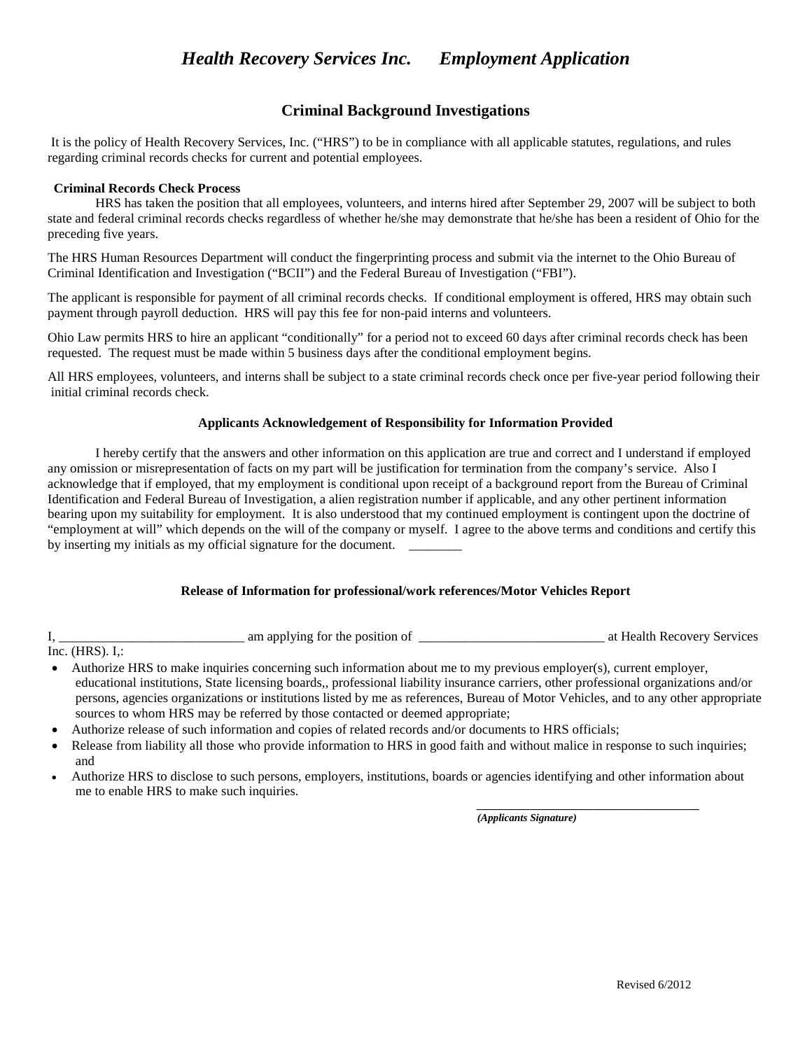# *Health Recovery Services Inc. Employment Application*

## Criminal Background Investigations

It is the policy of Health Recovery Services, Inc. ("HRS") to be in compliance with all applicable statutes, regulations, and rules regarding criminal records checks for current and potential employees.

**Criminal Records Check Process**

HRS has taken the position that all employees, volunteers, and interns hired after September 29, 2007 will be subject to both state and federal criminal records checks regardless of whether he/she may demonstrate that he/she has been a resident of Ohio for the preceding five years.

The HRS Human Resources Department will conduct the fingerprinting process and submit via the internet to the Ohio Bureau of Criminal Identification and Investigation ("BCII") and the Federal Bureau of Investigation ("FBI").

The applicant is responsible for payment of all criminal records checks. If conditional employment is offered, HRS may obtain such payment through payroll deduction. HRS will pay this fee for non-paid interns and volunteers.

Ohio Law permits HRS to hire an applicant "conditionally" for a period not to exceed 60 days after criminal records check has been requested. The request must be made within 5 business days after the conditional employment begins.

All HRS employees, volunteers, and interns shall be subject to a state criminal records check once per five-year period following their initial criminal records check.

**Applicants Acknowledgement of Responsibility for Information Provided**

I hereby certify that the answers and other information on this application are true and correct and I understand if employed any omission or misrepresentation of facts on my part will be justification for termination from the company's service. Also I acknowledge that if employed, that my employment is conditional upon receipt of a background report from the Bureau of Criminal Identification and Federal Bureau of Investigation, a alien registration number if applicable, and any other pertinent information bearing upon my suitability for employment. It is also understood that my continued employment is contingent upon the doctrine of "employment at will" which depends on the will of the company or myself. I agree to the above terms and conditions and certify this by inserting my initials as my official signature for the document. ________

**Release of Information for professional/work references/Motor Vehicles Report**

I, ____________________________ am applying for the position of ____________________________ at Health Recovery Services Inc. (HRS). I,:

- Authorize HRS to make inquiries concerning such information about me to my previous employer(s), current employer, educational institutions, State licensing boards,, professional liability insurance carriers, other professional organizations and/or persons, agencies organizations or institutions listed by me as references, Bureau of Motor Vehicles, and to any other appropriate sources to whom HRS may be referred by those contacted or deemed appropriate;
- Authorize release of such information and copies of related records and/or documents to HRS officials;
- Release from liability all those who provide information to HRS in good faith and without malice in response to such inquiries; and
- Authorize HRS to disclose to such persons, employers, institutions, boards or agencies identifying and other information about me to enable HRS to make such inquiries.

____________________________________
***(Applicants Signature)***

Revised 6/2012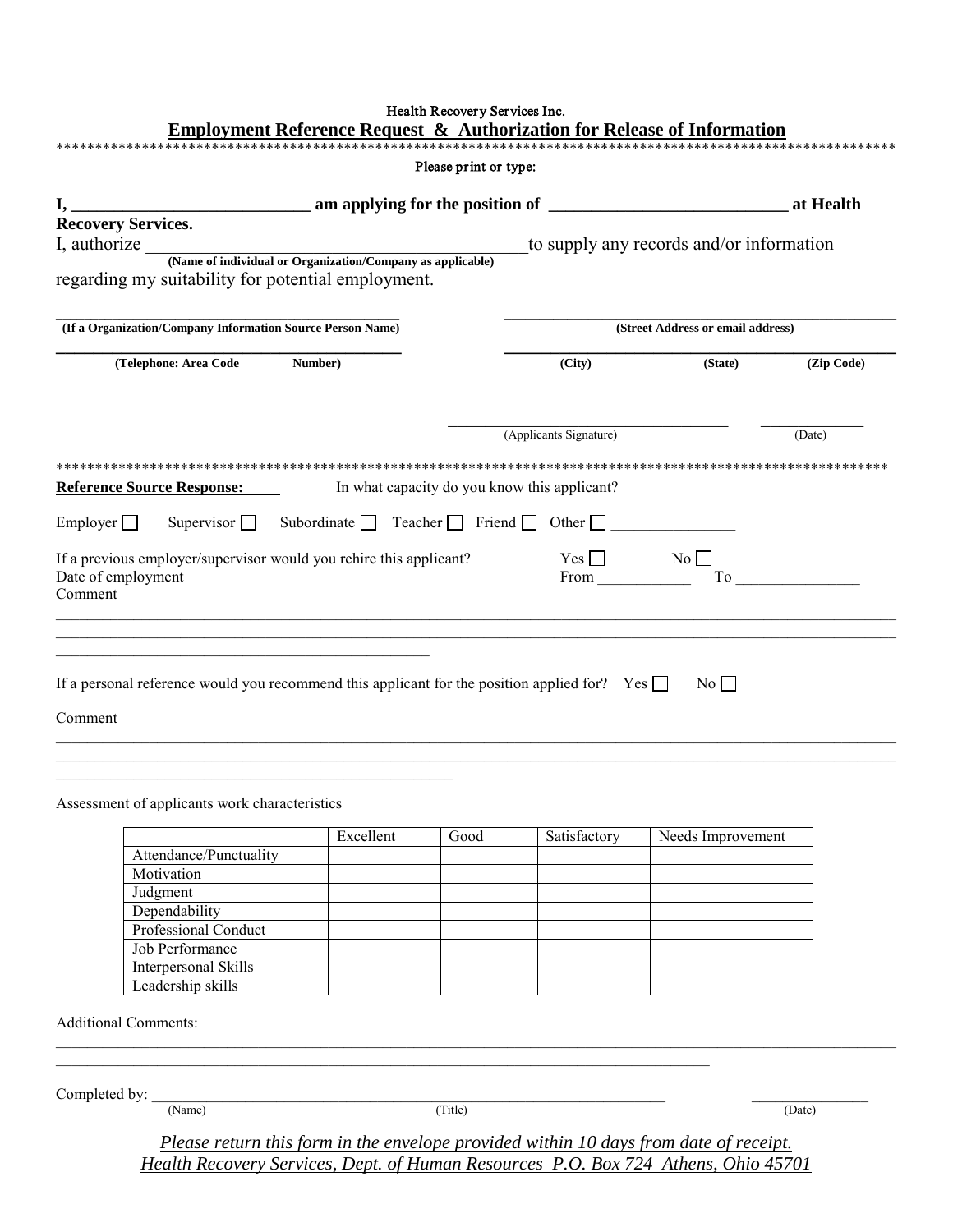Health Recovery Services Inc.

## Employment Reference Request & Authorization for Release of Information

**************************************************************************************************************

Please print or type:

**I, ___________________________ am applying for the position of ___________________________ at Health Recovery Services.**

I, authorize ______________________________________________ to supply any records and/or information
**(Name of individual or Organization/Company as applicable)**
regarding my suitability for potential employment.

______________________________________________ ______________________________________________
**(If a Organization/Company Information Source Person Name)** **(Street Address or email address)**

______________________________________________ ______________________________________________
**(Telephone: Area Code Number)** **(City) (State) (Zip Code)**

__________________________________ ______________
(Applicants Signature) (Date)

**************************************************************************************************************

**Reference Source Response:** In what capacity do you know this applicant?

Employer ☐ Supervisor ☐ Subordinate ☐ Teacher ☐ Friend ☐ Other ☐ ________________

If a previous employer/supervisor would you rehire this applicant? Yes ☐ No ☐
Date of employment From ____________ To ________________
Comment

______________________________________________________________________________________________
______________________________________________________________________________________________
______________________________________________

If a personal reference would you recommend this applicant for the position applied for? Yes ☐ No ☐

Comment

______________________________________________________________________________________________
______________________________________________________________________________________________
______________________________________________

Assessment of applicants work characteristics

| | Excellent | Good | Satisfactory | Needs Improvement |
|---|---|---|---|---|
| Attendance/Punctuality | | | | |
| Motivation | | | | |
| Judgment | | | | |
| Dependability | | | | |
| Professional Conduct | | | | |
| Job Performance | | | | |
| Interpersonal Skills | | | | |
| Leadership skills | | | | |

Additional Comments:

______________________________________________________________________________________________
______________________________________________________________________________

Completed by: ______________________________________________________________ ________________
(Name) (Title) (Date)

*Please return this form in the envelope provided within 10 days from date of receipt.*
*Health Recovery Services, Dept. of Human Resources P.O. Box 724 Athens, Ohio 45701*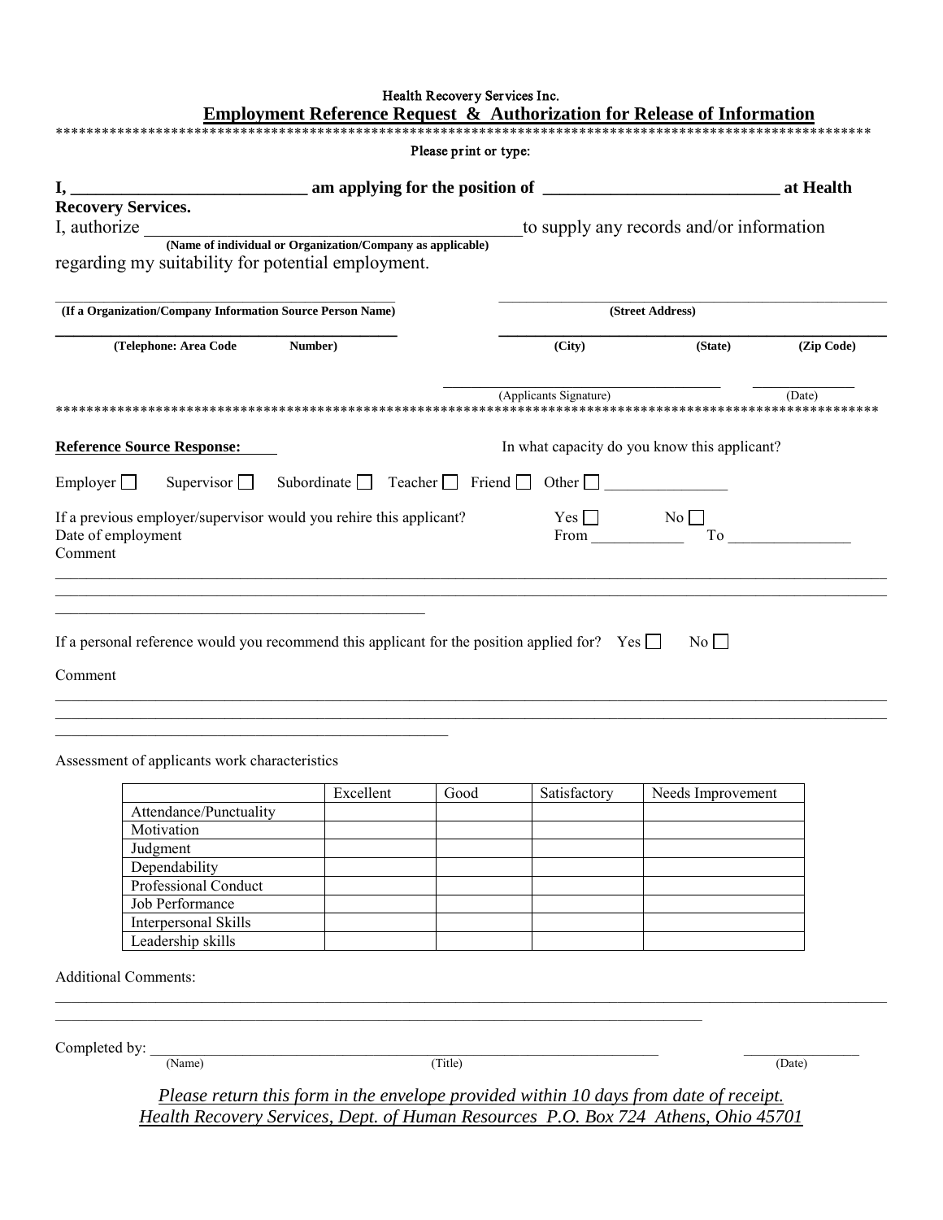Health Recovery Services Inc.

## Employment Reference Request & Authorization for Release of Information

Please print or type:

**I, ___________________________ am applying for the position of ___________________________ at Health Recovery Services.**

I, authorize ________________________________________ to supply any records and/or information
**(Name of individual or Organization/Company as applicable)**
regarding my suitability for potential employment.

______________________________________ **(If a Organization/Company Information Source Person Name)**

______________________________________ **(Street Address)**

______________________________________ **(Telephone: Area Code Number)**

______________________________________ **(City) (State) (Zip Code)**

______________________________ (Applicants Signature) ______________ (Date)

**Reference Source Response:**

In what capacity do you know this applicant?

Employer ☐ Supervisor ☐ Subordinate ☐ Teacher ☐ Friend ☐ Other ☐ _______________

If a previous employer/supervisor would you rehire this applicant? Yes ☐ No ☐

Date of employment From ___________ To _______________

Comment

______________________________________________________________________________

______________________________________________________________________________

______________________________________________

If a personal reference would you recommend this applicant for the position applied for? Yes ☐ No ☐

Comment

______________________________________________________________________________

______________________________________________________________________________

______________________________________________

Assessment of applicants work characteristics

| | Excellent | Good | Satisfactory | Needs Improvement |
|---|---|---|---|---|
| Attendance/Punctuality | | | | |
| Motivation | | | | |
| Judgment | | | | |
| Dependability | | | | |
| Professional Conduct | | | | |
| Job Performance | | | | |
| Interpersonal Skills | | | | |
| Leadership skills | | | | |

Additional Comments:

______________________________________________________________________________

______________________________________________________________________________

Completed by: ________________________________________________ ______________
(Name) (Title) (Date)

*Please return this form in the envelope provided within 10 days from date of receipt.*
*Health Recovery Services, Dept. of Human Resources P.O. Box 724 Athens, Ohio 45701*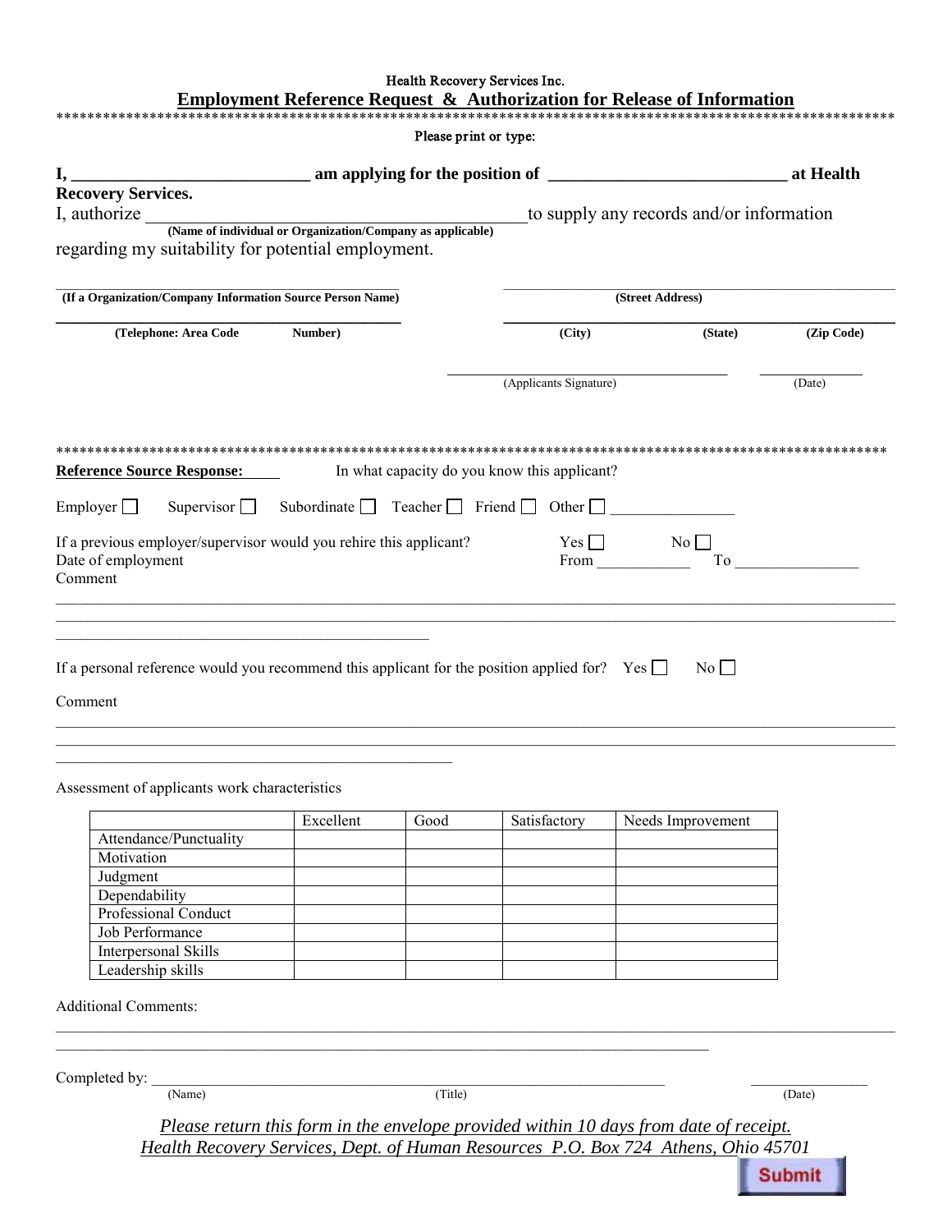Health Recovery Services Inc.

## Employment Reference Request & Authorization for Release of Information

****************************************************************************************************

Please print or type:

**I, ___________________________ am applying for the position of ___________________________ at Health Recovery Services.**

I, authorize _______________________________________________ to supply any records and/or information
**(Name of individual or Organization/Company as applicable)**
regarding my suitability for potential employment.

______________________________________________ ______________________________________________
**(If a Organization/Company Information Source Person Name)** **(Street Address)**

______________________________________________ ______________________________________________
**(Telephone: Area Code Number)** **(City) (State) (Zip Code)**

______________________________ ____________
(Applicants Signature) (Date)

****************************************************************************************************

**Reference Source Response:** In what capacity do you know this applicant?

Employer ☐ Supervisor ☐ Subordinate ☐ Teacher ☐ Friend ☐ Other ☐ ________________

If a previous employer/supervisor would you rehire this applicant? Yes ☐ No ☐
Date of employment From ____________ To ________________
Comment

____________________________________________________________________________________________________
____________________________________________________________________________________________________
______________________________________________

If a personal reference would you recommend this applicant for the position applied for? Yes ☐ No ☐

Comment

____________________________________________________________________________________________________
____________________________________________________________________________________________________
______________________________________________

Assessment of applicants work characteristics

| | Excellent | Good | Satisfactory | Needs Improvement |
|---|---|---|---|---|
| Attendance/Punctuality | | | | |
| Motivation | | | | |
| Judgment | | | | |
| Dependability | | | | |
| Professional Conduct | | | | |
| Job Performance | | | | |
| Interpersonal Skills | | | | |
| Leadership skills | | | | |

Additional Comments:

____________________________________________________________________________________________________
______________________________________________________________________________

Completed by: _______________________________________________________________ ________________
(Name) (Title) (Date)

*Please return this form in the envelope provided within 10 days from date of receipt.*
*Health Recovery Services, Dept. of Human Resources P.O. Box 724 Athens, Ohio 45701*

Submit